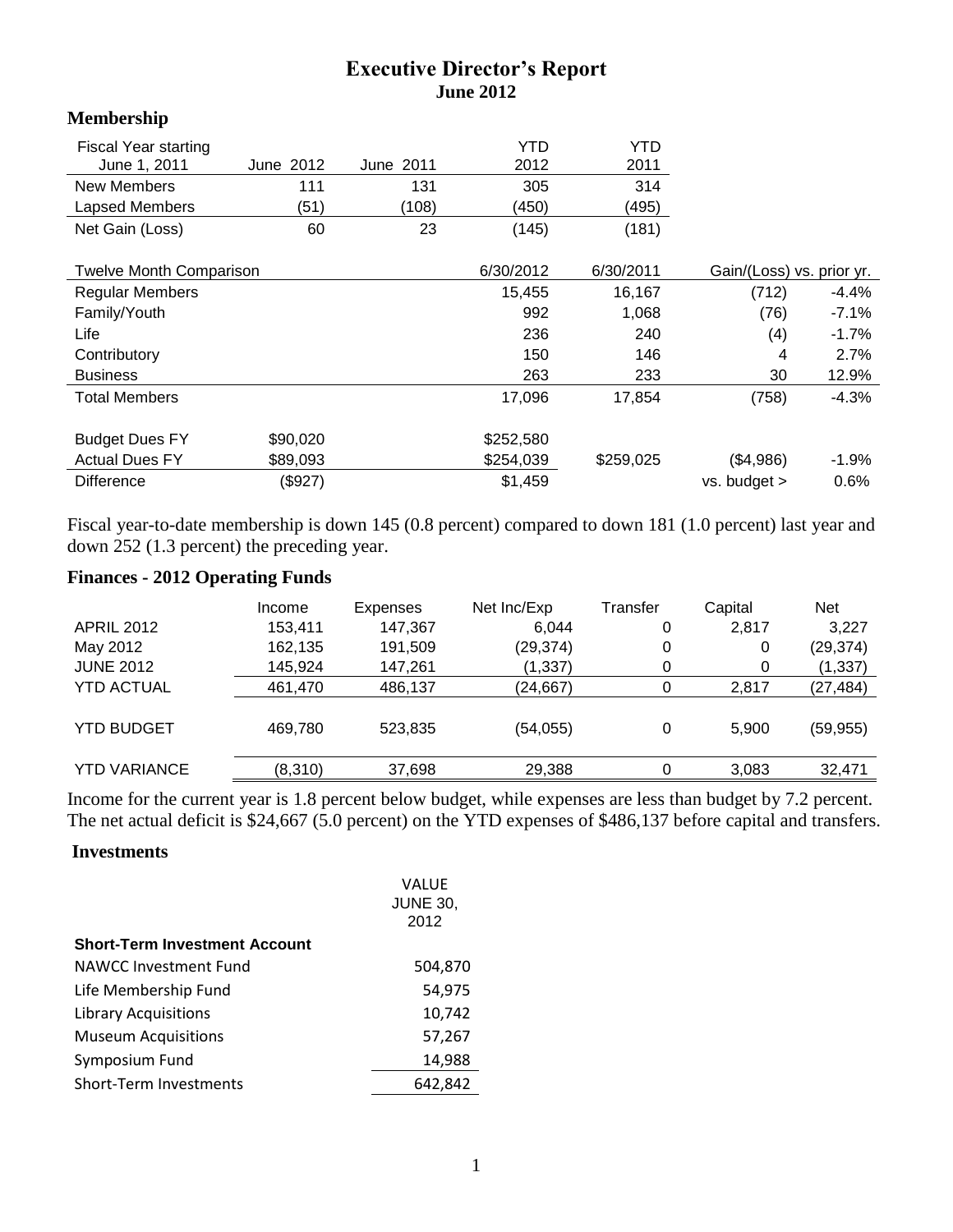# Executive Director's Report
## June 2012

### Membership

| Fiscal Year starting June 1, 2011 | June 2012 | June 2011 | YTD 2012 | YTD 2011 |
|---|---|---|---|---|
| New Members | 111 | 131 | 305 | 314 |
| Lapsed Members | (51) | (108) | (450) | (495) |
| Net Gain (Loss) | 60 | 23 | (145) | (181) |

| Twelve Month Comparison | | | 6/30/2012 | 6/30/2011 | Gain/(Loss) vs. prior yr. | |
|---|---|---|---|---|---|---|
| Regular Members | | | 15,455 | 16,167 | (712) | -4.4% |
| Family/Youth | | | 992 | 1,068 | (76) | -7.1% |
| Life | | | 236 | 240 | (4) | -1.7% |
| Contributory | | | 150 | 146 | 4 | 2.7% |
| Business | | | 263 | 233 | 30 | 12.9% |
| Total Members | | | 17,096 | 17,854 | (758) | -4.3% |
| | | | | | | |
| Budget Dues FY | $90,020 | | $252,580 | | | |
| Actual Dues FY | $89,093 | | $254,039 | $259,025 | ($4,986) | -1.9% |
| Difference | ($927) | | $1,459 | | vs. budget > | 0.6% |

Fiscal year-to-date membership is down 145 (0.8 percent) compared to down 181 (1.0 percent) last year and down 252 (1.3 percent) the preceding year.

### Finances - 2012 Operating Funds

| | Income | Expenses | Net Inc/Exp | Transfer | Capital | Net |
|---|---|---|---|---|---|---|
| APRIL 2012 | 153,411 | 147,367 | 6,044 | 0 | 2,817 | 3,227 |
| May 2012 | 162,135 | 191,509 | (29,374) | 0 | 0 | (29,374) |
| JUNE 2012 | 145,924 | 147,261 | (1,337) | 0 | 0 | (1,337) |
| YTD ACTUAL | 461,470 | 486,137 | (24,667) | 0 | 2,817 | (27,484) |
| YTD BUDGET | 469,780 | 523,835 | (54,055) | 0 | 5,900 | (59,955) |
| YTD VARIANCE | (8,310) | 37,698 | 29,388 | 0 | 3,083 | 32,471 |

Income for the current year is 1.8 percent below budget, while expenses are less than budget by 7.2 percent. The net actual deficit is $24,667 (5.0 percent) on the YTD expenses of $486,137 before capital and transfers.

### Investments

| | VALUE JUNE 30, 2012 |
|---|---|
| **Short-Term Investment Account** | |
| NAWCC Investment Fund | 504,870 |
| Life Membership Fund | 54,975 |
| Library Acquisitions | 10,742 |
| Museum Acquisitions | 57,267 |
| Symposium Fund | 14,988 |
| Short-Term Investments | 642,842 |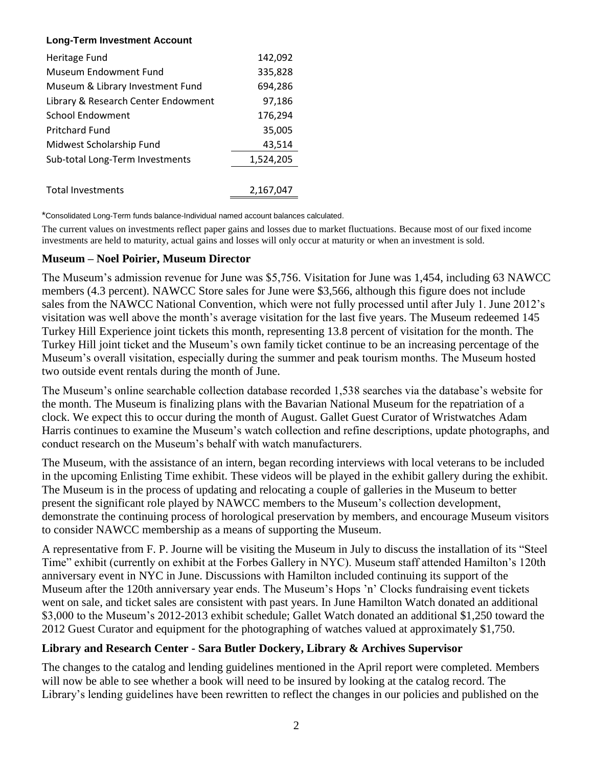**Long-Term Investment Account**

| | |
|---|---|
| Heritage Fund | 142,092 |
| Museum Endowment Fund | 335,828 |
| Museum & Library Investment Fund | 694,286 |
| Library & Research Center Endowment | 97,186 |
| School Endowment | 176,294 |
| Pritchard Fund | 35,005 |
| Midwest Scholarship Fund | 43,514 |
| Sub-total Long-Term Investments | 1,524,205 |
| | |
| Total Investments | 2,167,047 |

*Consolidated Long-Term funds balance-Individual named account balances calculated.

The current values on investments reflect paper gains and losses due to market fluctuations. Because most of our fixed income investments are held to maturity, actual gains and losses will only occur at maturity or when an investment is sold.

## Museum – Noel Poirier, Museum Director

The Museum's admission revenue for June was $5,756. Visitation for June was 1,454, including 63 NAWCC members (4.3 percent). NAWCC Store sales for June were $3,566, although this figure does not include sales from the NAWCC National Convention, which were not fully processed until after July 1. June 2012's visitation was well above the month's average visitation for the last five years. The Museum redeemed 145 Turkey Hill Experience joint tickets this month, representing 13.8 percent of visitation for the month. The Turkey Hill joint ticket and the Museum's own family ticket continue to be an increasing percentage of the Museum's overall visitation, especially during the summer and peak tourism months. The Museum hosted two outside event rentals during the month of June.

The Museum's online searchable collection database recorded 1,538 searches via the database's website for the month. The Museum is finalizing plans with the Bavarian National Museum for the repatriation of a clock. We expect this to occur during the month of August. Gallet Guest Curator of Wristwatches Adam Harris continues to examine the Museum's watch collection and refine descriptions, update photographs, and conduct research on the Museum's behalf with watch manufacturers.

The Museum, with the assistance of an intern, began recording interviews with local veterans to be included in the upcoming Enlisting Time exhibit. These videos will be played in the exhibit gallery during the exhibit. The Museum is in the process of updating and relocating a couple of galleries in the Museum to better present the significant role played by NAWCC members to the Museum's collection development, demonstrate the continuing process of horological preservation by members, and encourage Museum visitors to consider NAWCC membership as a means of supporting the Museum.

A representative from F. P. Journe will be visiting the Museum in July to discuss the installation of its "Steel Time" exhibit (currently on exhibit at the Forbes Gallery in NYC). Museum staff attended Hamilton's 120th anniversary event in NYC in June. Discussions with Hamilton included continuing its support of the Museum after the 120th anniversary year ends. The Museum's Hops 'n' Clocks fundraising event tickets went on sale, and ticket sales are consistent with past years. In June Hamilton Watch donated an additional $3,000 to the Museum's 2012-2013 exhibit schedule; Gallet Watch donated an additional $1,250 toward the 2012 Guest Curator and equipment for the photographing of watches valued at approximately $1,750.

## Library and Research Center - Sara Butler Dockery, Library & Archives Supervisor

The changes to the catalog and lending guidelines mentioned in the April report were completed. Members will now be able to see whether a book will need to be insured by looking at the catalog record. The Library's lending guidelines have been rewritten to reflect the changes in our policies and published on the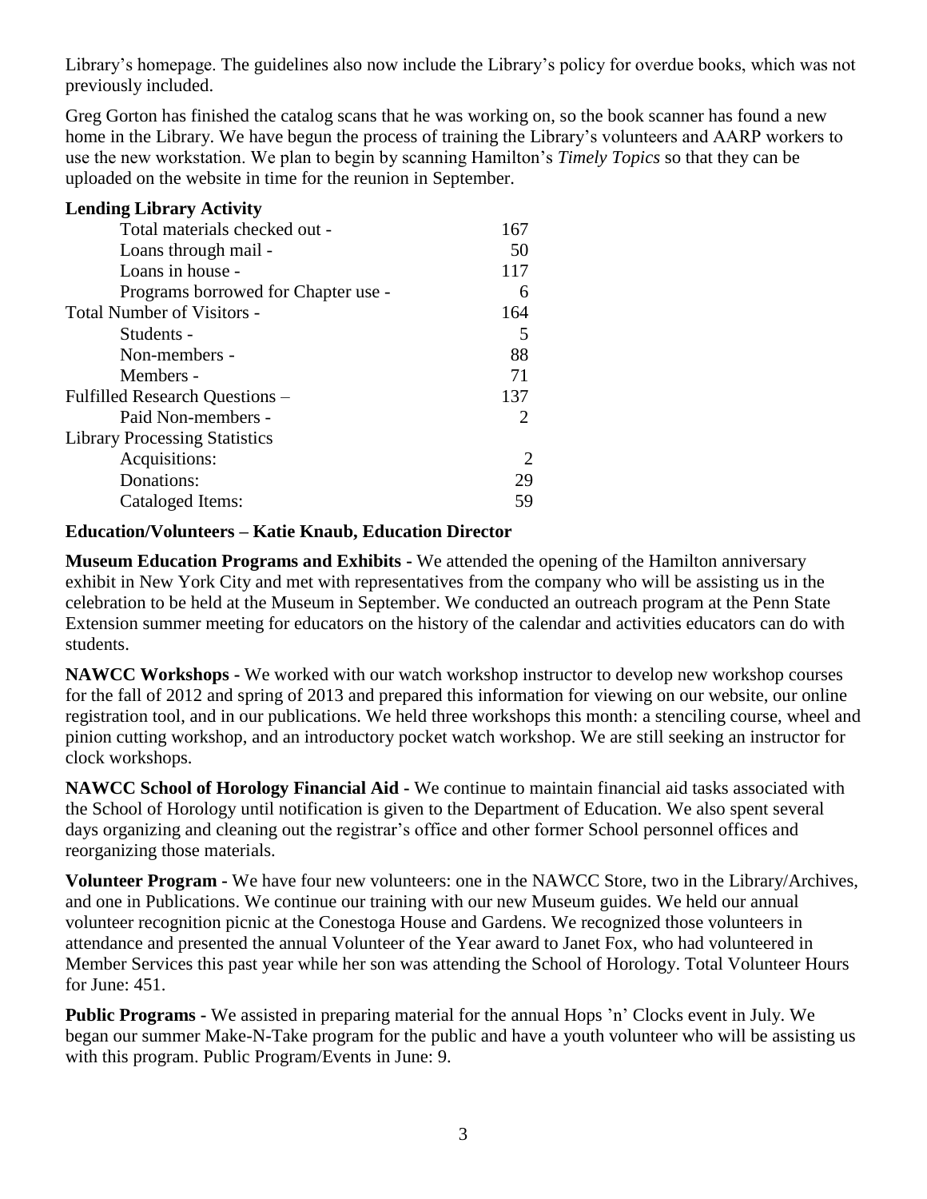Library's homepage. The guidelines also now include the Library's policy for overdue books, which was not previously included.

Greg Gorton has finished the catalog scans that he was working on, so the book scanner has found a new home in the Library. We have begun the process of training the Library's volunteers and AARP workers to use the new workstation. We plan to begin by scanning Hamilton's *Timely Topics* so that they can be uploaded on the website in time for the reunion in September.

**Lending Library Activity**

| | |
|---|---|
| Total materials checked out - | 167 |
| Loans through mail - | 50 |
| Loans in house - | 117 |
| Programs borrowed for Chapter use - | 6 |
| Total Number of Visitors - | 164 |
| Students - | 5 |
| Non-members - | 88 |
| Members - | 71 |
| Fulfilled Research Questions – | 137 |
| Paid Non-members - | 2 |
| Library Processing Statistics | |
| Acquisitions: | 2 |
| Donations: | 29 |
| Cataloged Items: | 59 |

**Education/Volunteers – Katie Knaub, Education Director**

**Museum Education Programs and Exhibits -** We attended the opening of the Hamilton anniversary exhibit in New York City and met with representatives from the company who will be assisting us in the celebration to be held at the Museum in September. We conducted an outreach program at the Penn State Extension summer meeting for educators on the history of the calendar and activities educators can do with students.

**NAWCC Workshops -** We worked with our watch workshop instructor to develop new workshop courses for the fall of 2012 and spring of 2013 and prepared this information for viewing on our website, our online registration tool, and in our publications. We held three workshops this month: a stenciling course, wheel and pinion cutting workshop, and an introductory pocket watch workshop. We are still seeking an instructor for clock workshops.

**NAWCC School of Horology Financial Aid -** We continue to maintain financial aid tasks associated with the School of Horology until notification is given to the Department of Education. We also spent several days organizing and cleaning out the registrar's office and other former School personnel offices and reorganizing those materials.

**Volunteer Program -** We have four new volunteers: one in the NAWCC Store, two in the Library/Archives, and one in Publications. We continue our training with our new Museum guides. We held our annual volunteer recognition picnic at the Conestoga House and Gardens. We recognized those volunteers in attendance and presented the annual Volunteer of the Year award to Janet Fox, who had volunteered in Member Services this past year while her son was attending the School of Horology. Total Volunteer Hours for June: 451.

**Public Programs -** We assisted in preparing material for the annual Hops 'n' Clocks event in July. We began our summer Make-N-Take program for the public and have a youth volunteer who will be assisting us with this program. Public Program/Events in June: 9.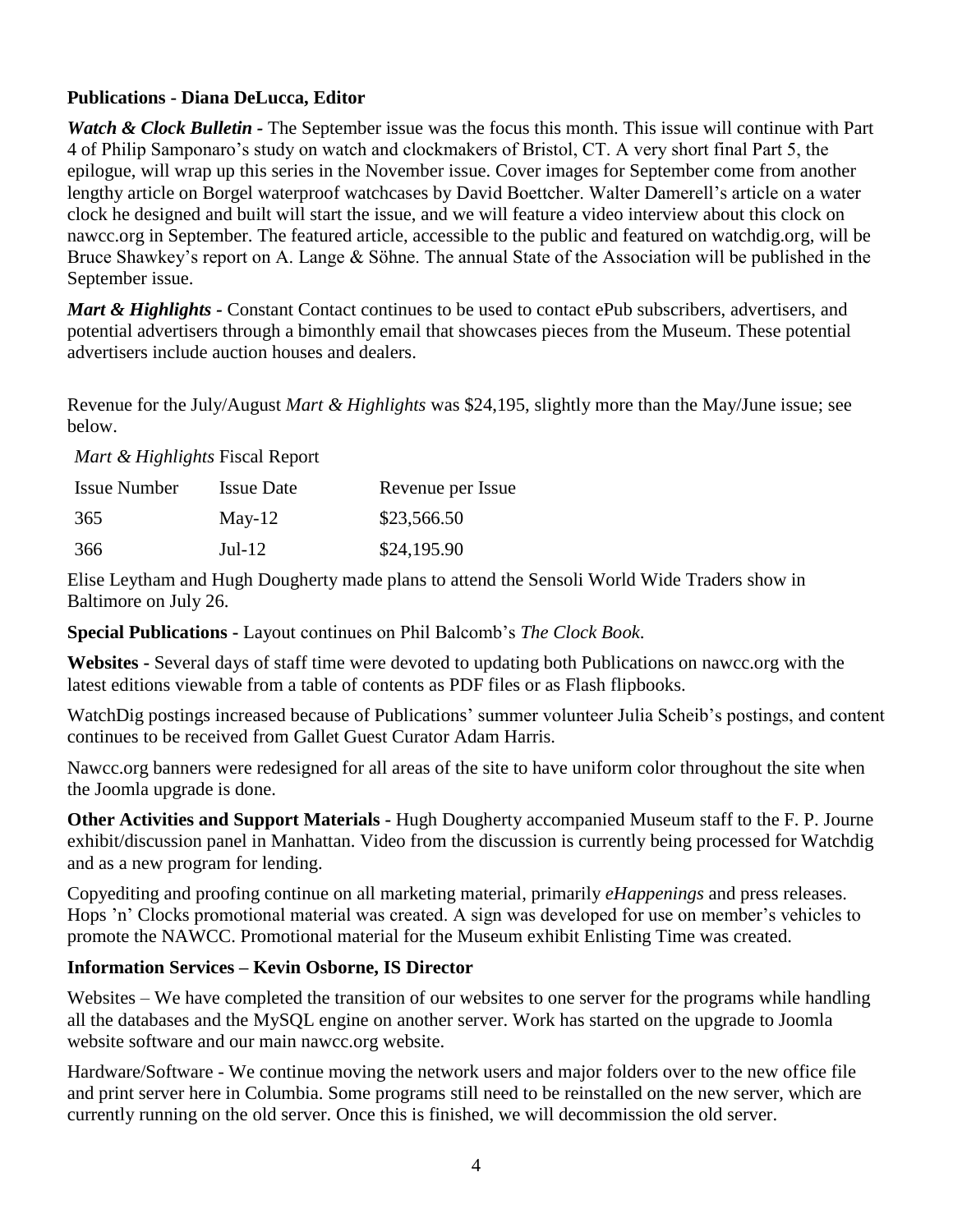**Publications - Diana DeLucca, Editor**

***Watch & Clock Bulletin*** **-** The September issue was the focus this month. This issue will continue with Part 4 of Philip Samponaro's study on watch and clockmakers of Bristol, CT. A very short final Part 5, the epilogue, will wrap up this series in the November issue. Cover images for September come from another lengthy article on Borgel waterproof watchcases by David Boettcher. Walter Damerell's article on a water clock he designed and built will start the issue, and we will feature a video interview about this clock on nawcc.org in September. The featured article, accessible to the public and featured on watchdig.org, will be Bruce Shawkey's report on A. Lange & Söhne. The annual State of the Association will be published in the September issue.

***Mart & Highlights*** **-** Constant Contact continues to be used to contact ePub subscribers, advertisers, and potential advertisers through a bimonthly email that showcases pieces from the Museum. These potential advertisers include auction houses and dealers.

Revenue for the July/August *Mart & Highlights* was $24,195, slightly more than the May/June issue; see below.

*Mart & Highlights* Fiscal Report

| Issue Number | Issue Date | Revenue per Issue |
|---|---|---|
| 365 | May-12 | $23,566.50 |
| 366 | Jul-12 | $24,195.90 |

Elise Leytham and Hugh Dougherty made plans to attend the Sensoli World Wide Traders show in Baltimore on July 26.

**Special Publications -** Layout continues on Phil Balcomb's *The Clock Book*.

**Websites -** Several days of staff time were devoted to updating both Publications on nawcc.org with the latest editions viewable from a table of contents as PDF files or as Flash flipbooks.

WatchDig postings increased because of Publications' summer volunteer Julia Scheib's postings, and content continues to be received from Gallet Guest Curator Adam Harris.

Nawcc.org banners were redesigned for all areas of the site to have uniform color throughout the site when the Joomla upgrade is done.

**Other Activities and Support Materials -** Hugh Dougherty accompanied Museum staff to the F. P. Journe exhibit/discussion panel in Manhattan. Video from the discussion is currently being processed for Watchdig and as a new program for lending.

Copyediting and proofing continue on all marketing material, primarily *eHappenings* and press releases. Hops 'n' Clocks promotional material was created. A sign was developed for use on member's vehicles to promote the NAWCC. Promotional material for the Museum exhibit Enlisting Time was created.

**Information Services – Kevin Osborne, IS Director**

Websites – We have completed the transition of our websites to one server for the programs while handling all the databases and the MySQL engine on another server. Work has started on the upgrade to Joomla website software and our main nawcc.org website.

Hardware/Software - We continue moving the network users and major folders over to the new office file and print server here in Columbia. Some programs still need to be reinstalled on the new server, which are currently running on the old server. Once this is finished, we will decommission the old server.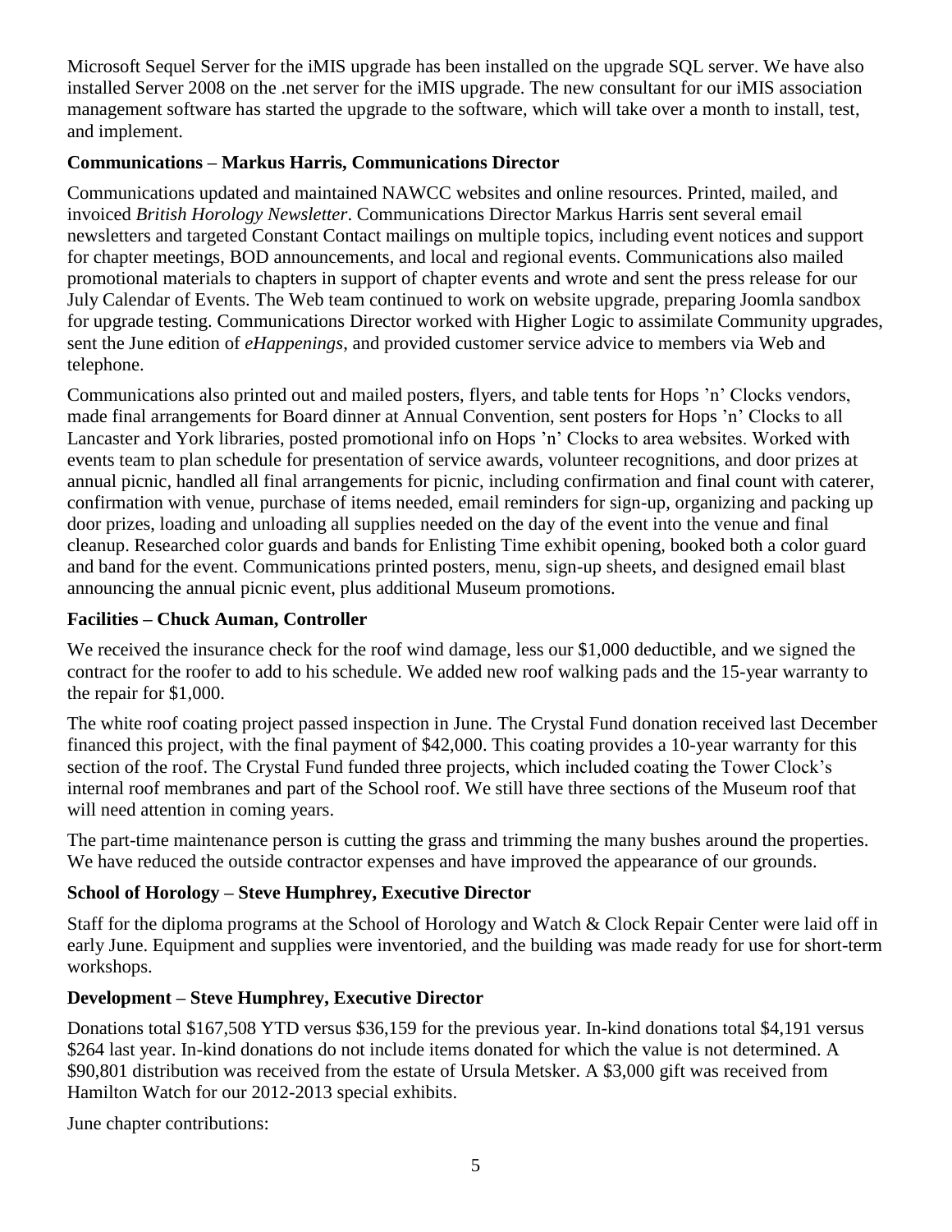Microsoft Sequel Server for the iMIS upgrade has been installed on the upgrade SQL server. We have also installed Server 2008 on the .net server for the iMIS upgrade. The new consultant for our iMIS association management software has started the upgrade to the software, which will take over a month to install, test, and implement.

**Communications – Markus Harris, Communications Director**

Communications updated and maintained NAWCC websites and online resources. Printed, mailed, and invoiced *British Horology Newsletter*. Communications Director Markus Harris sent several email newsletters and targeted Constant Contact mailings on multiple topics, including event notices and support for chapter meetings, BOD announcements, and local and regional events. Communications also mailed promotional materials to chapters in support of chapter events and wrote and sent the press release for our July Calendar of Events. The Web team continued to work on website upgrade, preparing Joomla sandbox for upgrade testing. Communications Director worked with Higher Logic to assimilate Community upgrades, sent the June edition of *eHappenings*, and provided customer service advice to members via Web and telephone.

Communications also printed out and mailed posters, flyers, and table tents for Hops 'n' Clocks vendors, made final arrangements for Board dinner at Annual Convention, sent posters for Hops 'n' Clocks to all Lancaster and York libraries, posted promotional info on Hops 'n' Clocks to area websites. Worked with events team to plan schedule for presentation of service awards, volunteer recognitions, and door prizes at annual picnic, handled all final arrangements for picnic, including confirmation and final count with caterer, confirmation with venue, purchase of items needed, email reminders for sign-up, organizing and packing up door prizes, loading and unloading all supplies needed on the day of the event into the venue and final cleanup. Researched color guards and bands for Enlisting Time exhibit opening, booked both a color guard and band for the event. Communications printed posters, menu, sign-up sheets, and designed email blast announcing the annual picnic event, plus additional Museum promotions.

**Facilities – Chuck Auman, Controller**

We received the insurance check for the roof wind damage, less our $1,000 deductible, and we signed the contract for the roofer to add to his schedule. We added new roof walking pads and the 15-year warranty to the repair for $1,000.

The white roof coating project passed inspection in June. The Crystal Fund donation received last December financed this project, with the final payment of $42,000. This coating provides a 10-year warranty for this section of the roof. The Crystal Fund funded three projects, which included coating the Tower Clock's internal roof membranes and part of the School roof. We still have three sections of the Museum roof that will need attention in coming years.

The part-time maintenance person is cutting the grass and trimming the many bushes around the properties. We have reduced the outside contractor expenses and have improved the appearance of our grounds.

**School of Horology – Steve Humphrey, Executive Director**

Staff for the diploma programs at the School of Horology and Watch & Clock Repair Center were laid off in early June. Equipment and supplies were inventoried, and the building was made ready for use for short-term workshops.

**Development – Steve Humphrey, Executive Director**

Donations total $167,508 YTD versus $36,159 for the previous year. In-kind donations total $4,191 versus $264 last year. In-kind donations do not include items donated for which the value is not determined. A $90,801 distribution was received from the estate of Ursula Metsker. A $3,000 gift was received from Hamilton Watch for our 2012-2013 special exhibits.

June chapter contributions: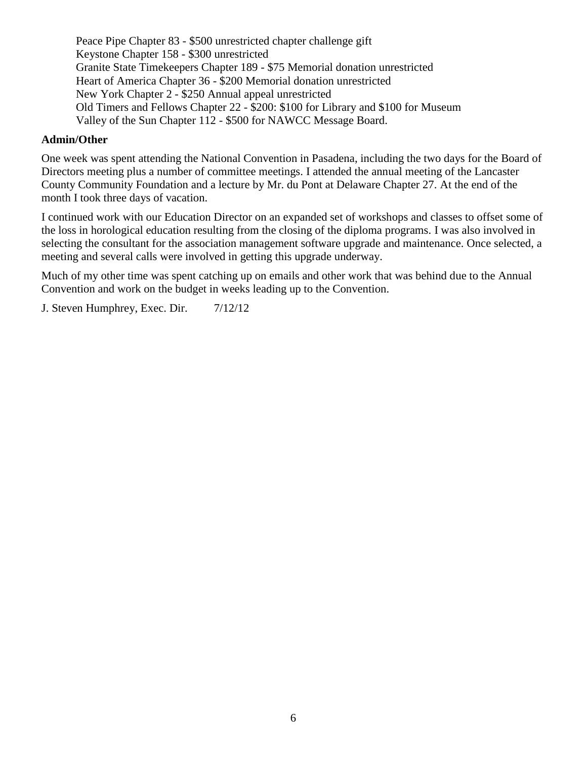Peace Pipe Chapter 83 - $500 unrestricted chapter challenge gift
Keystone Chapter 158 - $300 unrestricted
Granite State Timekeepers Chapter 189 - $75 Memorial donation unrestricted
Heart of America Chapter 36 - $200 Memorial donation unrestricted
New York Chapter 2 - $250 Annual appeal unrestricted
Old Timers and Fellows Chapter 22 - $200: $100 for Library and $100 for Museum
Valley of the Sun Chapter 112 - $500 for NAWCC Message Board.

**Admin/Other**

One week was spent attending the National Convention in Pasadena, including the two days for the Board of Directors meeting plus a number of committee meetings. I attended the annual meeting of the Lancaster County Community Foundation and a lecture by Mr. du Pont at Delaware Chapter 27. At the end of the month I took three days of vacation.

I continued work with our Education Director on an expanded set of workshops and classes to offset some of the loss in horological education resulting from the closing of the diploma programs. I was also involved in selecting the consultant for the association management software upgrade and maintenance. Once selected, a meeting and several calls were involved in getting this upgrade underway.

Much of my other time was spent catching up on emails and other work that was behind due to the Annual Convention and work on the budget in weeks leading up to the Convention.

J. Steven Humphrey, Exec. Dir. 7/12/12